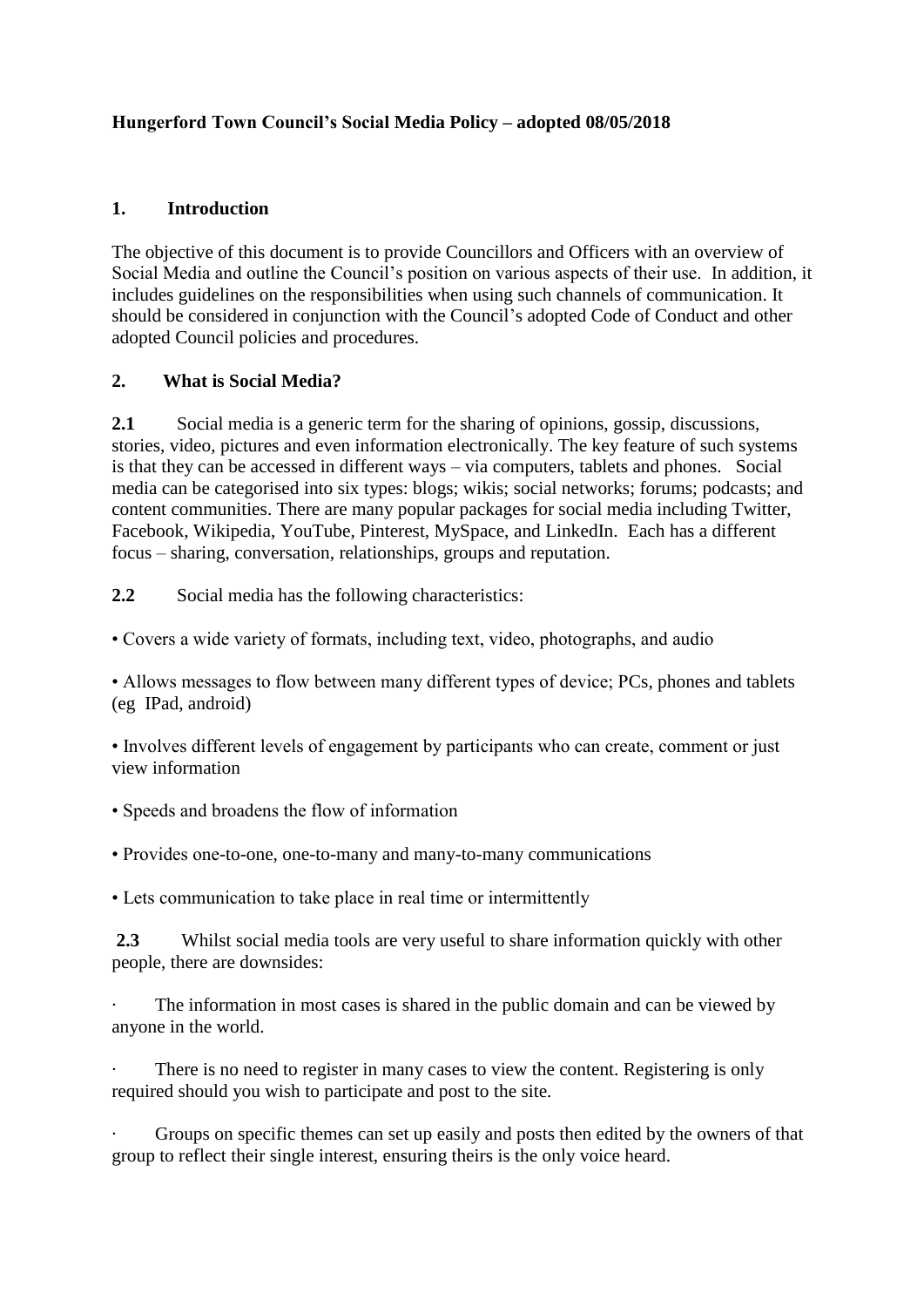**Hungerford Town Council's Social Media Policy – adopted 08/05/2018**

## 1. Introduction

The objective of this document is to provide Councillors and Officers with an overview of Social Media and outline the Council's position on various aspects of their use. In addition, it includes guidelines on the responsibilities when using such channels of communication. It should be considered in conjunction with the Council's adopted Code of Conduct and other adopted Council policies and procedures.

## 2. What is Social Media?

**2.1** Social media is a generic term for the sharing of opinions, gossip, discussions, stories, video, pictures and even information electronically. The key feature of such systems is that they can be accessed in different ways – via computers, tablets and phones. Social media can be categorised into six types: blogs; wikis; social networks; forums; podcasts; and content communities. There are many popular packages for social media including Twitter, Facebook, Wikipedia, YouTube, Pinterest, MySpace, and LinkedIn. Each has a different focus – sharing, conversation, relationships, groups and reputation.

**2.2** Social media has the following characteristics:

- Covers a wide variety of formats, including text, video, photographs, and audio
- Allows messages to flow between many different types of device; PCs, phones and tablets (eg IPad, android)
- Involves different levels of engagement by participants who can create, comment or just view information
- Speeds and broadens the flow of information
- Provides one-to-one, one-to-many and many-to-many communications
- Lets communication to take place in real time or intermittently

**2.3** Whilst social media tools are very useful to share information quickly with other people, there are downsides:

- The information in most cases is shared in the public domain and can be viewed by anyone in the world.
- There is no need to register in many cases to view the content. Registering is only required should you wish to participate and post to the site.
- Groups on specific themes can set up easily and posts then edited by the owners of that group to reflect their single interest, ensuring theirs is the only voice heard.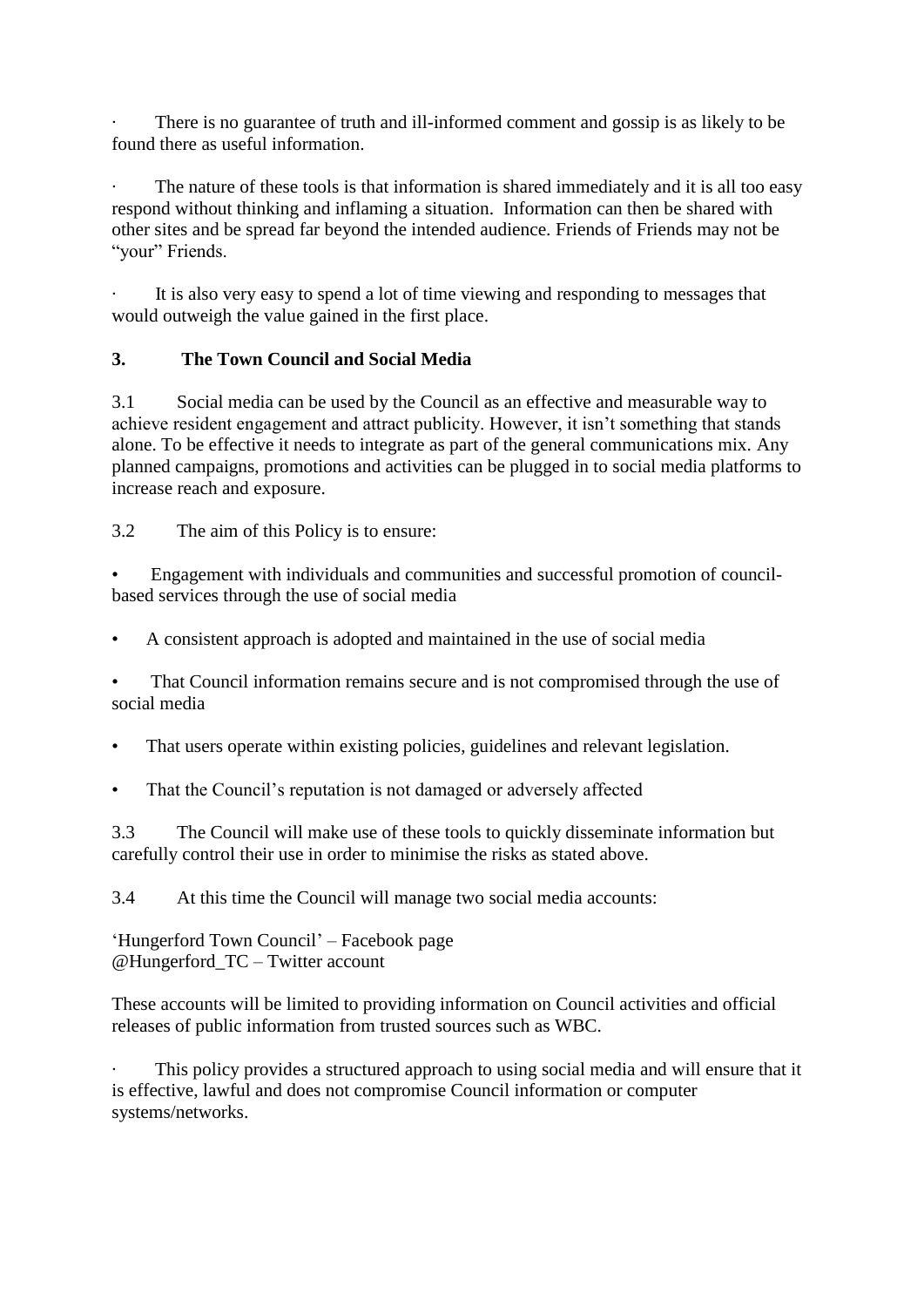- There is no guarantee of truth and ill-informed comment and gossip is as likely to be found there as useful information.

- The nature of these tools is that information is shared immediately and it is all too easy respond without thinking and inflaming a situation. Information can then be shared with other sites and be spread far beyond the intended audience. Friends of Friends may not be "your" Friends.

- It is also very easy to spend a lot of time viewing and responding to messages that would outweigh the value gained in the first place.

## 3. The Town Council and Social Media

3.1 Social media can be used by the Council as an effective and measurable way to achieve resident engagement and attract publicity. However, it isn't something that stands alone. To be effective it needs to integrate as part of the general communications mix. Any planned campaigns, promotions and activities can be plugged in to social media platforms to increase reach and exposure.

3.2 The aim of this Policy is to ensure:

- Engagement with individuals and communities and successful promotion of council-based services through the use of social media
- A consistent approach is adopted and maintained in the use of social media
- That Council information remains secure and is not compromised through the use of social media
- That users operate within existing policies, guidelines and relevant legislation.
- That the Council's reputation is not damaged or adversely affected

3.3 The Council will make use of these tools to quickly disseminate information but carefully control their use in order to minimise the risks as stated above.

3.4 At this time the Council will manage two social media accounts:

'Hungerford Town Council' – Facebook page
@Hungerford_TC – Twitter account

These accounts will be limited to providing information on Council activities and official releases of public information from trusted sources such as WBC.

- This policy provides a structured approach to using social media and will ensure that it is effective, lawful and does not compromise Council information or computer systems/networks.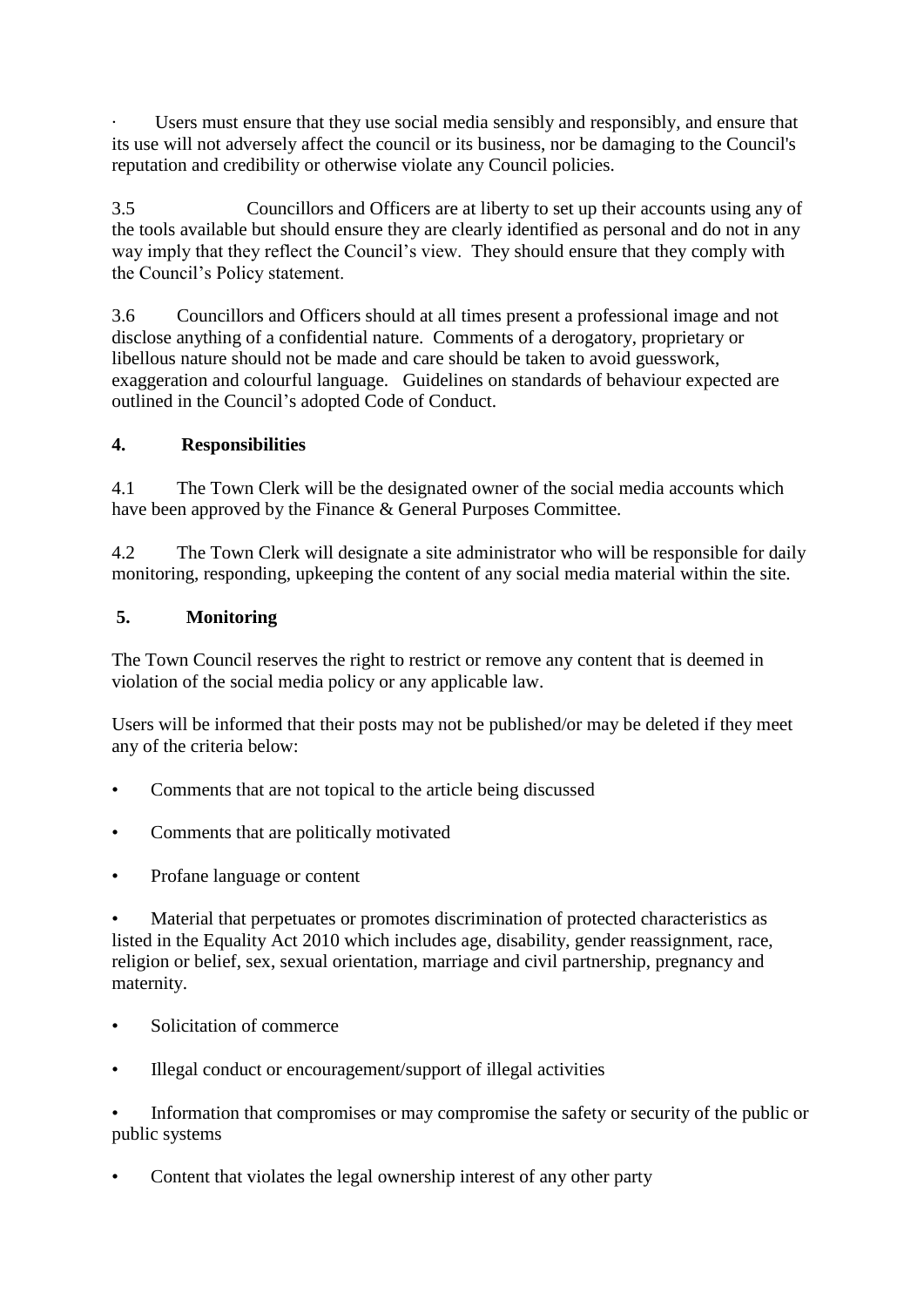- Users must ensure that they use social media sensibly and responsibly, and ensure that its use will not adversely affect the council or its business, nor be damaging to the Council's reputation and credibility or otherwise violate any Council policies.

3.5 Councillors and Officers are at liberty to set up their accounts using any of the tools available but should ensure they are clearly identified as personal and do not in any way imply that they reflect the Council's view. They should ensure that they comply with the Council's Policy statement.

3.6 Councillors and Officers should at all times present a professional image and not disclose anything of a confidential nature. Comments of a derogatory, proprietary or libellous nature should not be made and care should be taken to avoid guesswork, exaggeration and colourful language. Guidelines on standards of behaviour expected are outlined in the Council's adopted Code of Conduct.

## 4. Responsibilities

4.1 The Town Clerk will be the designated owner of the social media accounts which have been approved by the Finance & General Purposes Committee.

4.2 The Town Clerk will designate a site administrator who will be responsible for daily monitoring, responding, upkeeping the content of any social media material within the site.

## 5. Monitoring

The Town Council reserves the right to restrict or remove any content that is deemed in violation of the social media policy or any applicable law.

Users will be informed that their posts may not be published/or may be deleted if they meet any of the criteria below:

- Comments that are not topical to the article being discussed
- Comments that are politically motivated
- Profane language or content
- Material that perpetuates or promotes discrimination of protected characteristics as listed in the Equality Act 2010 which includes age, disability, gender reassignment, race, religion or belief, sex, sexual orientation, marriage and civil partnership, pregnancy and maternity.
- Solicitation of commerce
- Illegal conduct or encouragement/support of illegal activities
- Information that compromises or may compromise the safety or security of the public or public systems
- Content that violates the legal ownership interest of any other party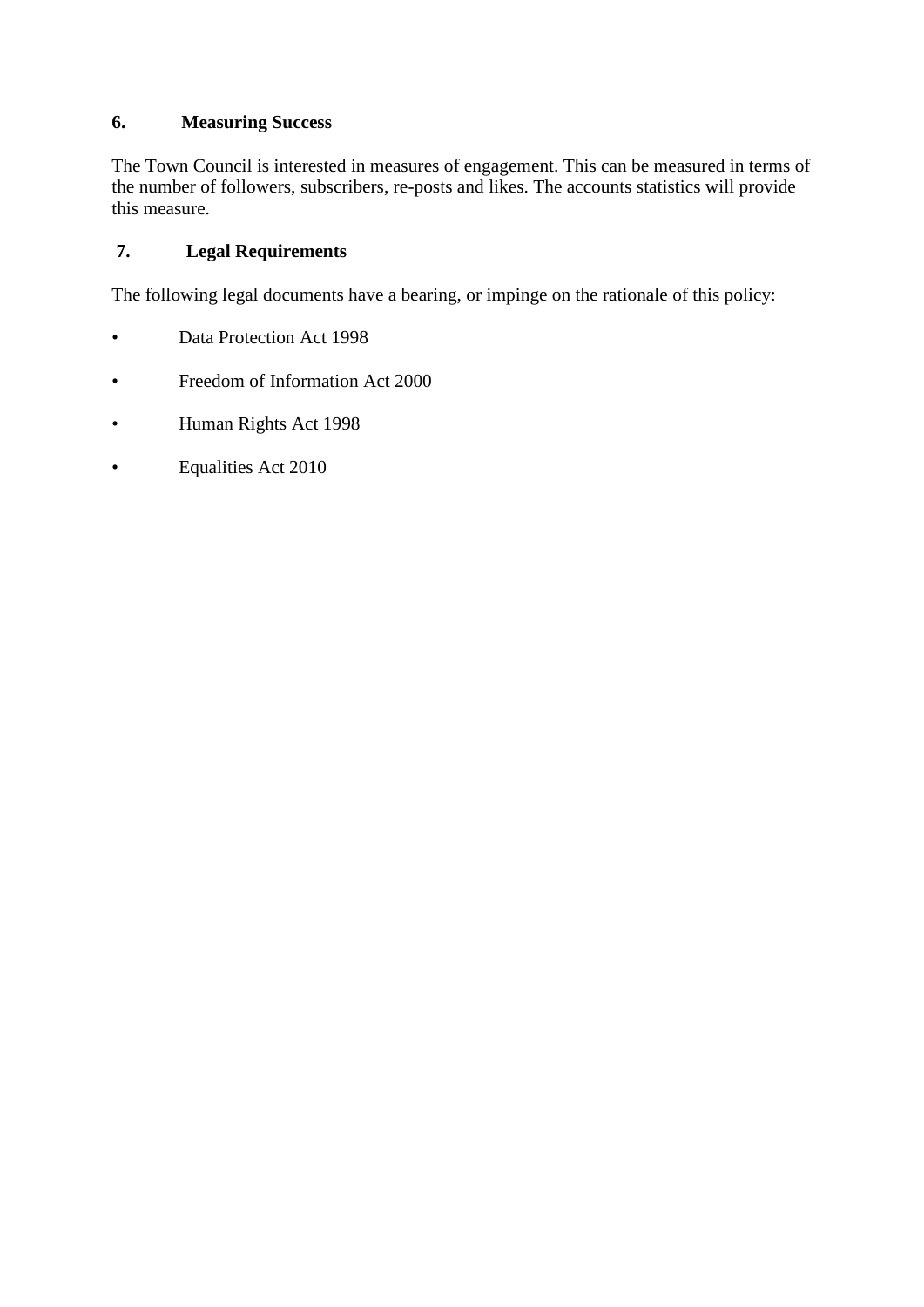## 6. Measuring Success

The Town Council is interested in measures of engagement. This can be measured in terms of the number of followers, subscribers, re-posts and likes. The accounts statistics will provide this measure.

## 7. Legal Requirements

The following legal documents have a bearing, or impinge on the rationale of this policy:

- Data Protection Act 1998
- Freedom of Information Act 2000
- Human Rights Act 1998
- Equalities Act 2010